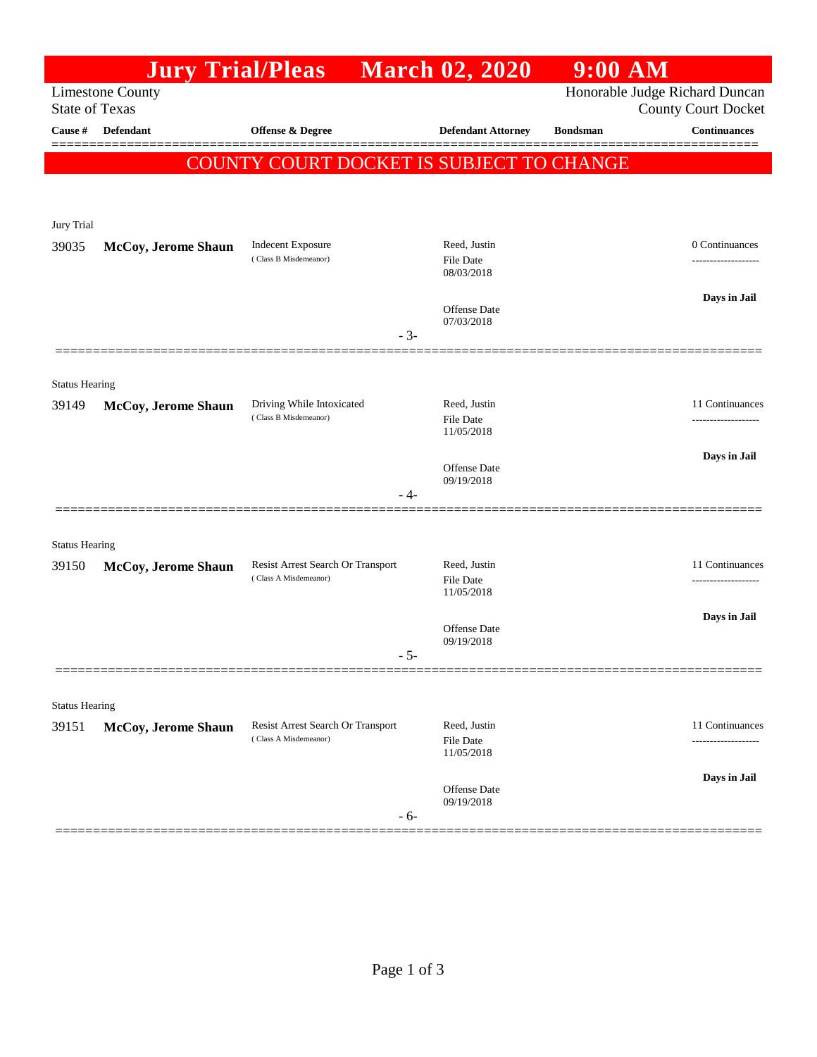# Jury Trial/Pleas — March 02, 2020 — 9:00 AM

Limestone County
State of Texas

Honorable Judge Richard Duncan
County Court Docket

**COUNTY COURT DOCKET IS SUBJECT TO CHANGE**

| Cause # | Defendant | Offense & Degree | Defendant Attorney | Bondsman | Continuances |
|---|---|---|---|---|---|
| **Jury Trial** | | | | | |
| 39035 | **McCoy, Jerome Shaun** | Indecent Exposure (Class B Misdemeanor) | Reed, Justin<br>File Date 08/03/2018<br>Offense Date 07/03/2018 | | 0 Continuances<br>**Days in Jail** |
| | | - 3- | | | |
| **Status Hearing** | | | | | |
| 39149 | **McCoy, Jerome Shaun** | Driving While Intoxicated (Class B Misdemeanor) | Reed, Justin<br>File Date 11/05/2018<br>Offense Date 09/19/2018 | | 11 Continuances<br>**Days in Jail** |
| | | - 4- | | | |
| **Status Hearing** | | | | | |
| 39150 | **McCoy, Jerome Shaun** | Resist Arrest Search Or Transport (Class A Misdemeanor) | Reed, Justin<br>File Date 11/05/2018<br>Offense Date 09/19/2018 | | 11 Continuances<br>**Days in Jail** |
| | | - 5- | | | |
| **Status Hearing** | | | | | |
| 39151 | **McCoy, Jerome Shaun** | Resist Arrest Search Or Transport (Class A Misdemeanor) | Reed, Justin<br>File Date 11/05/2018<br>Offense Date 09/19/2018 | | 11 Continuances<br>**Days in Jail** |
| | | - 6- | | | |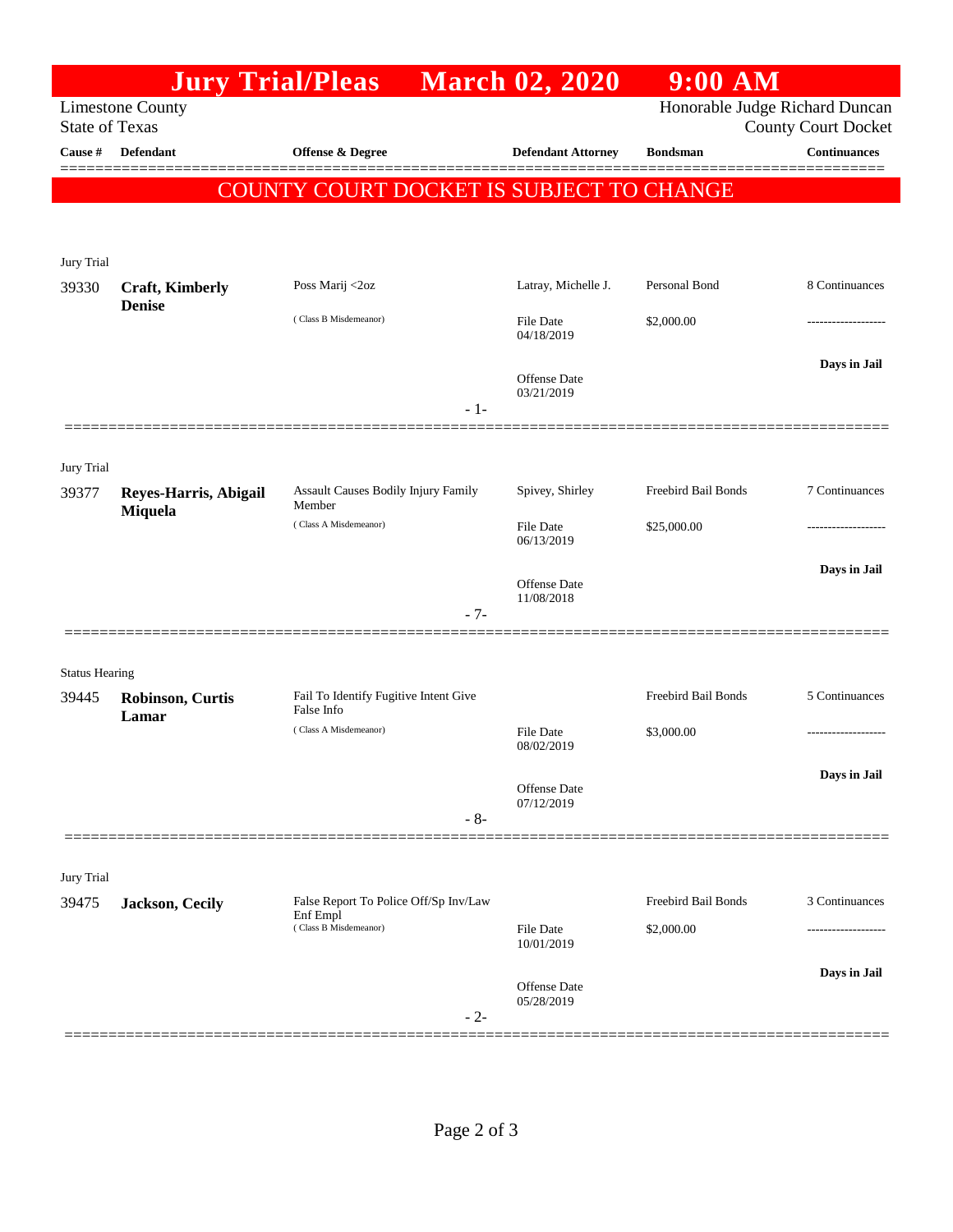# Jury Trial/Pleas March 02, 2020 9:00 AM

Limestone County
State of Texas

Honorable Judge Richard Duncan
County Court Docket

| Cause # | Defendant | Offense & Degree | Defendant Attorney | Bondsman | Continuances |
|---|---|---|---|---|---|

## COUNTY COURT DOCKET IS SUBJECT TO CHANGE

Jury Trial

| Cause # | Defendant | Offense & Degree | Defendant Attorney | Bondsman | Continuances |
|---|---|---|---|---|---|
| 39330 | **Craft, Kimberly Denise** | Poss Marij <2oz | Latray, Michelle J. | Personal Bond | 8 Continuances |
| | | ( Class B Misdemeanor) | File Date 04/18/2019 | $2,000.00 | ------------------- |
| | | | Offense Date 03/21/2019 | | **Days in Jail** |
| | | - 1- | | | |

Jury Trial

| Cause # | Defendant | Offense & Degree | Defendant Attorney | Bondsman | Continuances |
|---|---|---|---|---|---|
| 39377 | **Reyes-Harris, Abigail Miquela** | Assault Causes Bodily Injury Family Member | Spivey, Shirley | Freebird Bail Bonds | 7 Continuances |
| | | ( Class A Misdemeanor) | File Date 06/13/2019 | $25,000.00 | ------------------- |
| | | | Offense Date 11/08/2018 | | **Days in Jail** |
| | | - 7- | | | |

Status Hearing

| Cause # | Defendant | Offense & Degree | Defendant Attorney | Bondsman | Continuances |
|---|---|---|---|---|---|
| 39445 | **Robinson, Curtis Lamar** | Fail To Identify Fugitive Intent Give False Info | | Freebird Bail Bonds | 5 Continuances |
| | | ( Class A Misdemeanor) | File Date 08/02/2019 | $3,000.00 | ------------------- |
| | | | Offense Date 07/12/2019 | | **Days in Jail** |
| | | - 8- | | | |

Jury Trial

| Cause # | Defendant | Offense & Degree | Defendant Attorney | Bondsman | Continuances |
|---|---|---|---|---|---|
| 39475 | **Jackson, Cecily** | False Report To Police Off/Sp Inv/Law Enf Empl | | Freebird Bail Bonds | 3 Continuances |
| | | ( Class B Misdemeanor) | File Date 10/01/2019 | $2,000.00 | ------------------- |
| | | | Offense Date 05/28/2019 | | **Days in Jail** |
| | | - 2- | | | |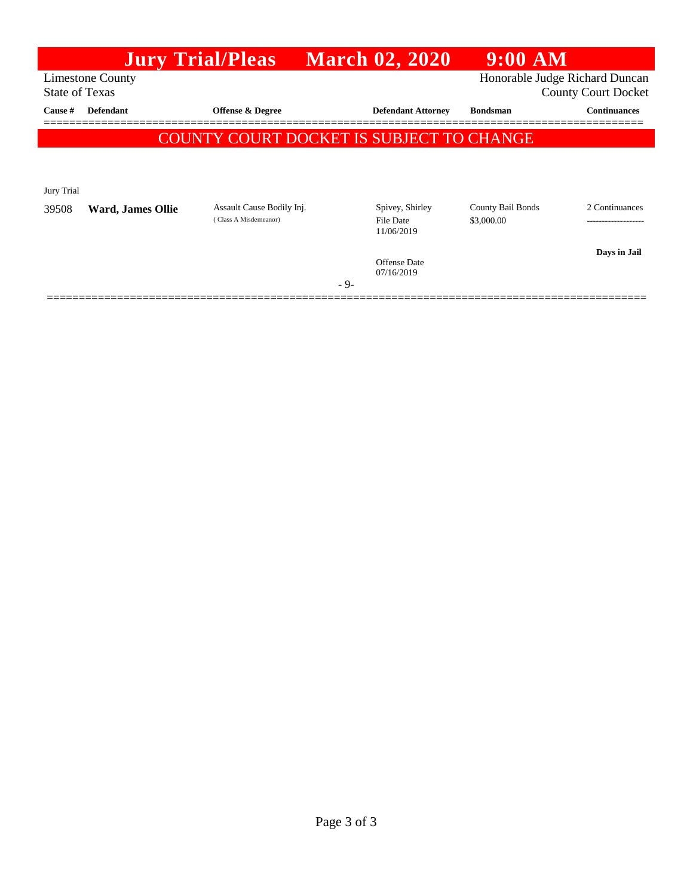# Jury Trial/Pleas March 02, 2020 9:00 AM

Limestone County
State of Texas

Honorable Judge Richard Duncan
County Court Docket

| Cause # | Defendant | Offense & Degree | Defendant Attorney | Bondsman | Continuances |
|---|---|---|---|---|---|

## COUNTY COURT DOCKET IS SUBJECT TO CHANGE

Jury Trial

| Cause # | Defendant | Offense & Degree | Defendant Attorney | Bondsman | Continuances |
|---|---|---|---|---|---|
| 39508 | **Ward, James Ollie** | Assault Cause Bodily Inj. ( Class A Misdemeanor) | Spivey, Shirley<br>File Date<br>11/06/2019<br>Offense Date<br>07/16/2019 | County Bail Bonds<br>$3,000.00 | 2 Continuances<br>-------------------<br>**Days in Jail** |

- 9-